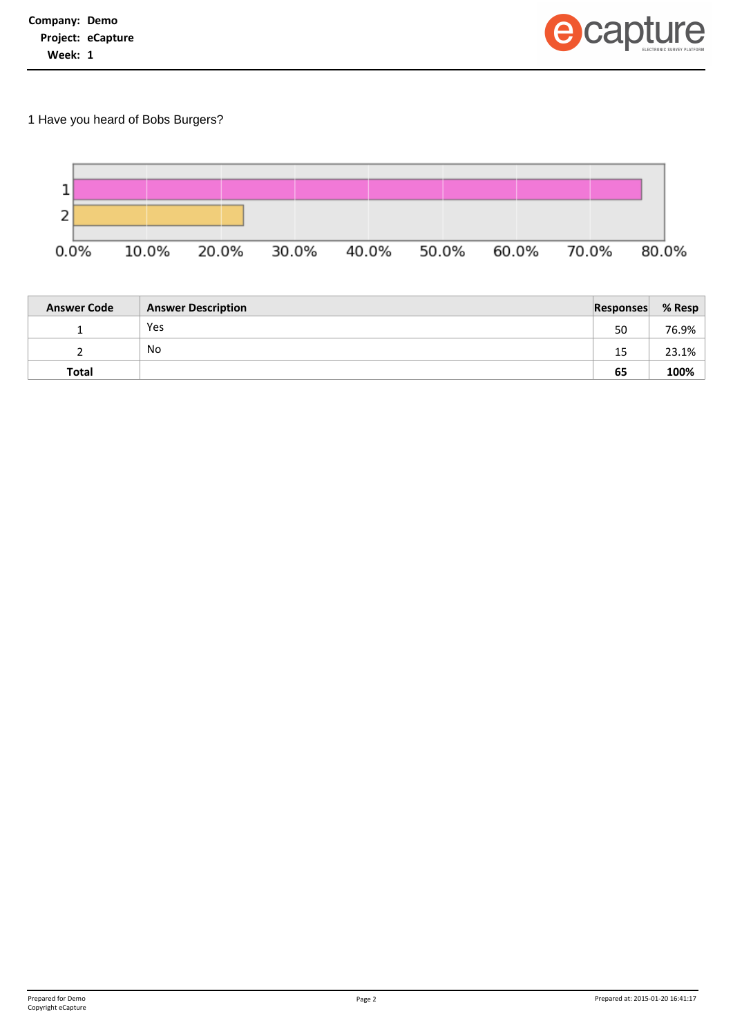**Company:** Demo
**Project:** eCapture
**Week:** 1

1 Have you heard of Bobs Burgers?

| Answer Code | Answer Description | Responses | % Resp |
|---|---|---|---|
| 1 | Yes | 50 | 76.9% |
| 2 | No | 15 | 23.1% |
| **Total** | | **65** | **100%** |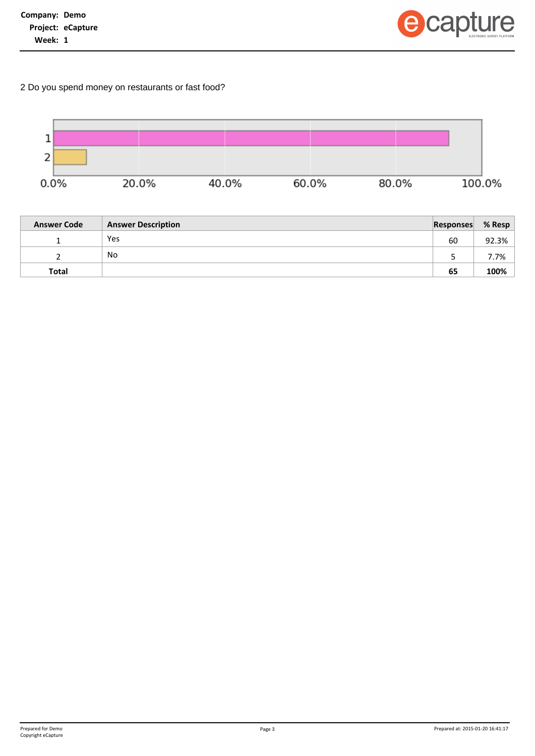2 Do you spend money on restaurants or fast food?

| Answer Code | Answer Description | Responses | % Resp |
|---|---|---|---|
| 1 | Yes | 60 | 92.3% |
| 2 | No | 5 | 7.7% |
| **Total** | | **65** | **100%** |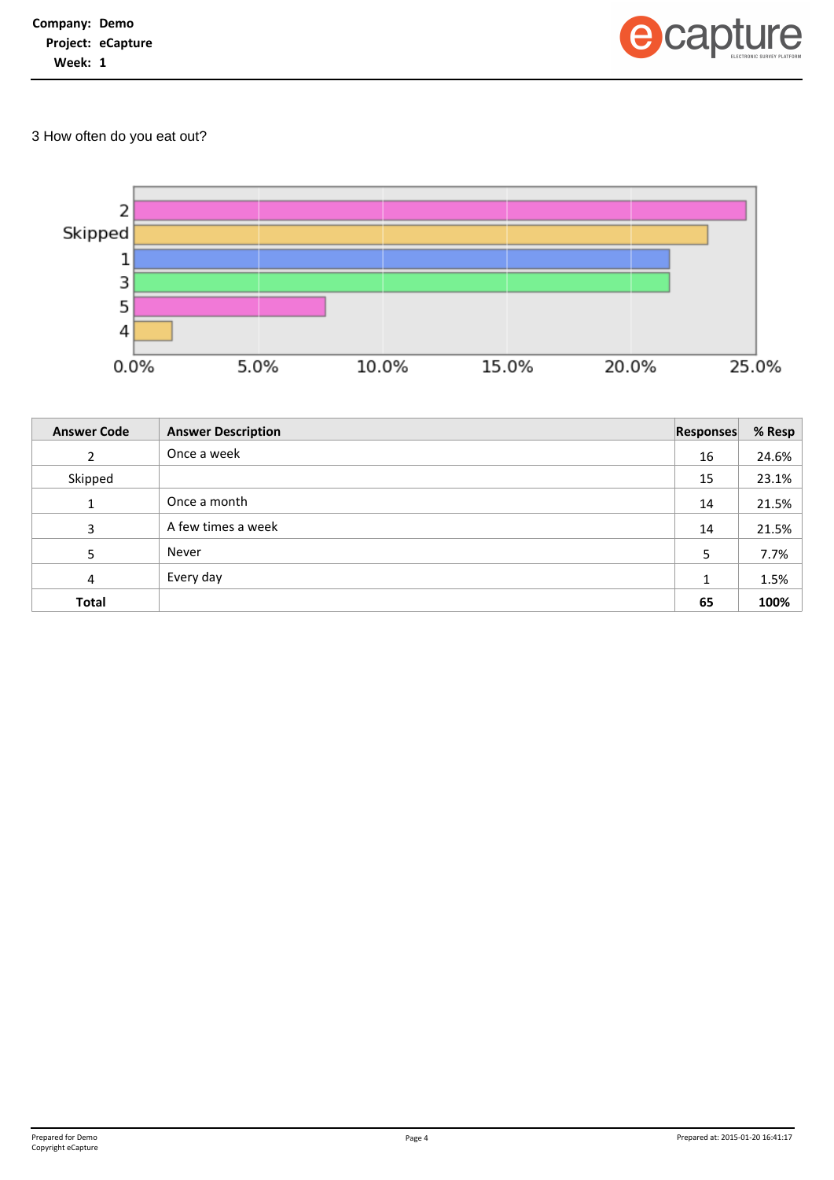3 How often do you eat out?

| Answer Code | Answer Description | Responses | % Resp |
|---|---|---|---|
| 2 | Once a week | 16 | 24.6% |
| Skipped | | 15 | 23.1% |
| 1 | Once a month | 14 | 21.5% |
| 3 | A few times a week | 14 | 21.5% |
| 5 | Never | 5 | 7.7% |
| 4 | Every day | 1 | 1.5% |
| **Total** | | **65** | **100%** |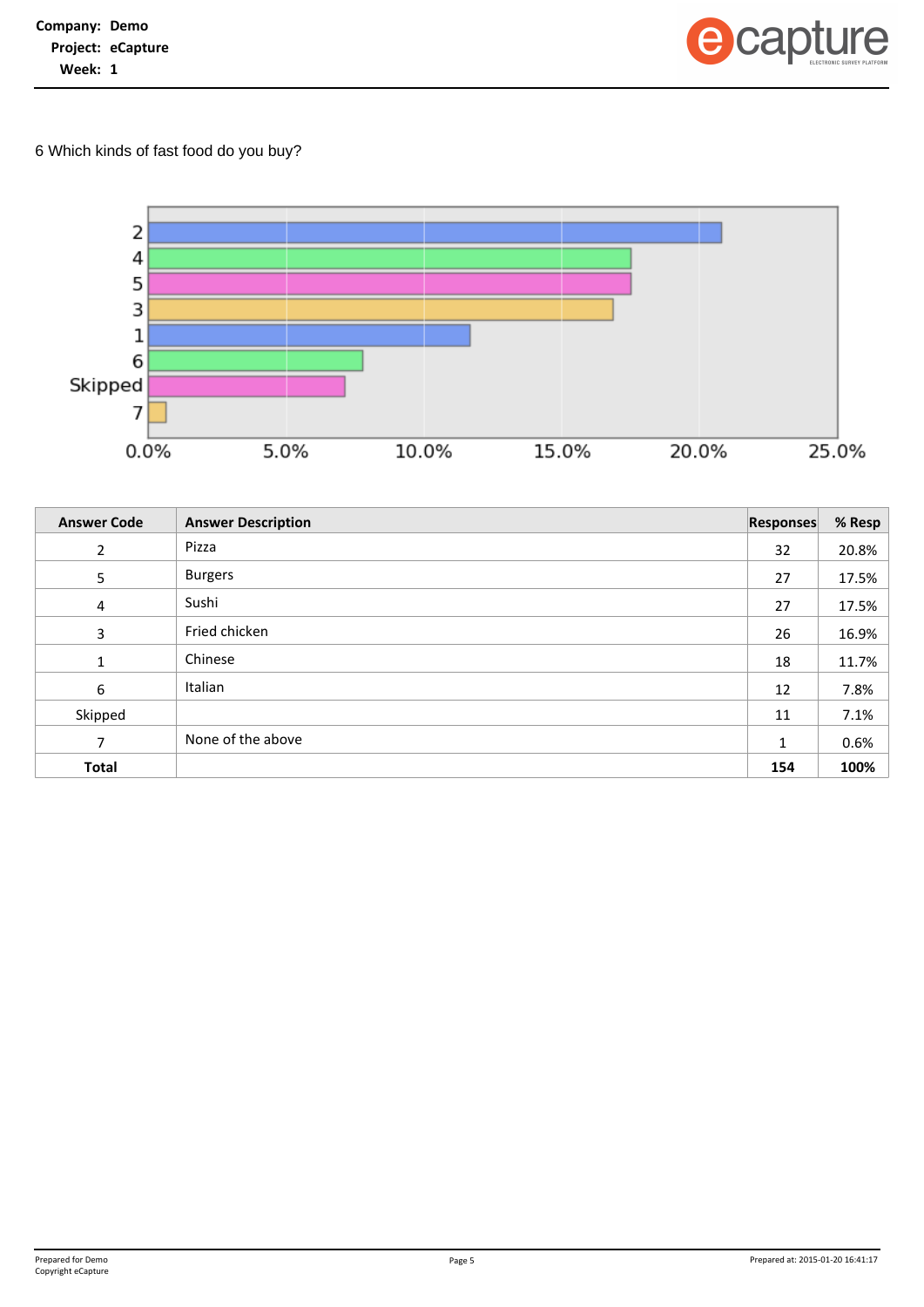**Company:** Demo
**Project:** eCapture
**Week:** 1

6 Which kinds of fast food do you buy?

| Answer Code | Answer Description | Responses | % Resp |
|---|---|---|---|
| 2 | Pizza | 32 | 20.8% |
| 5 | Burgers | 27 | 17.5% |
| 4 | Sushi | 27 | 17.5% |
| 3 | Fried chicken | 26 | 16.9% |
| 1 | Chinese | 18 | 11.7% |
| 6 | Italian | 12 | 7.8% |
| Skipped | | 11 | 7.1% |
| 7 | None of the above | 1 | 0.6% |
| **Total** | | **154** | **100%** |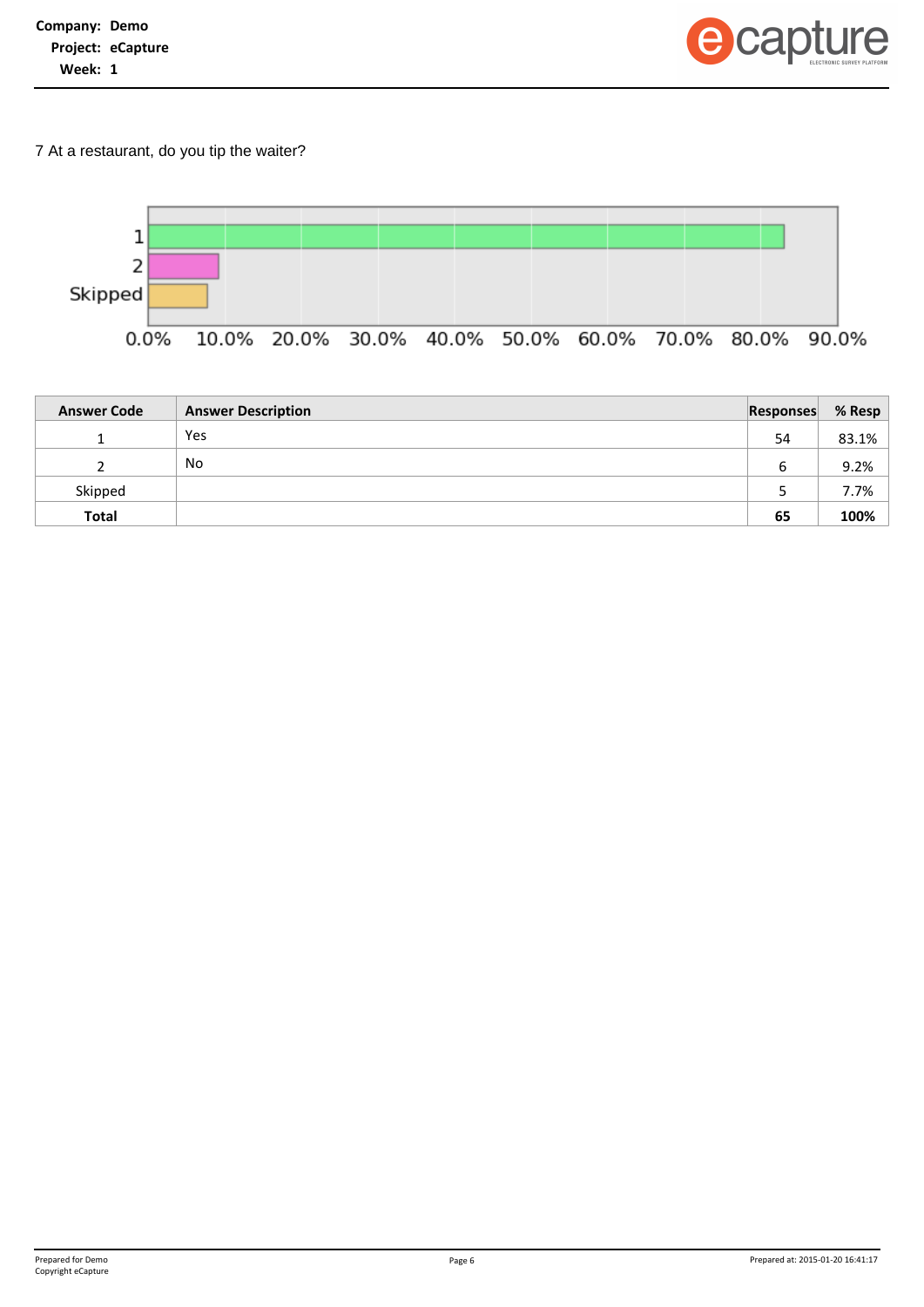**Company:** Demo
**Project:** eCapture
**Week:** 1

7 At a restaurant, do you tip the waiter?

| Answer Code | Answer Description | Responses | % Resp |
| --- | --- | --- | --- |
| 1 | Yes | 54 | 83.1% |
| 2 | No | 6 | 9.2% |
| Skipped | | 5 | 7.7% |
| **Total** | | **65** | **100%** |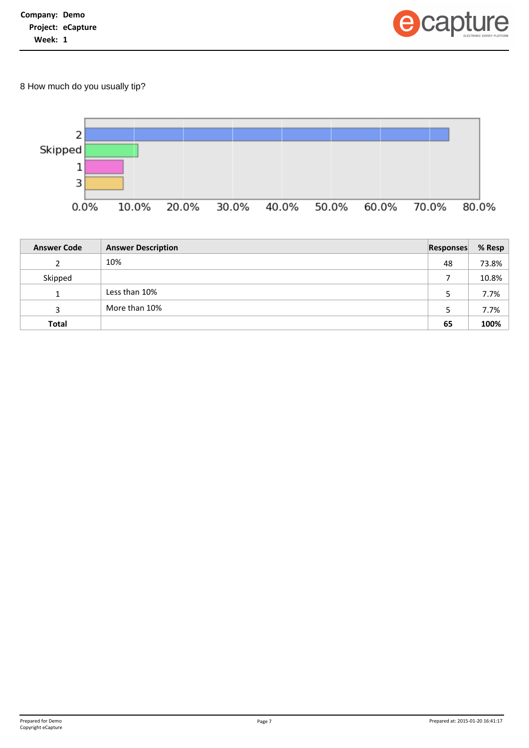8 How much do you usually tip?

| Answer Code | Answer Description | Responses | % Resp |
|---|---|---|---|
| 2 | 10% | 48 | 73.8% |
| Skipped | | 7 | 10.8% |
| 1 | Less than 10% | 5 | 7.7% |
| 3 | More than 10% | 5 | 7.7% |
| **Total** | | **65** | **100%** |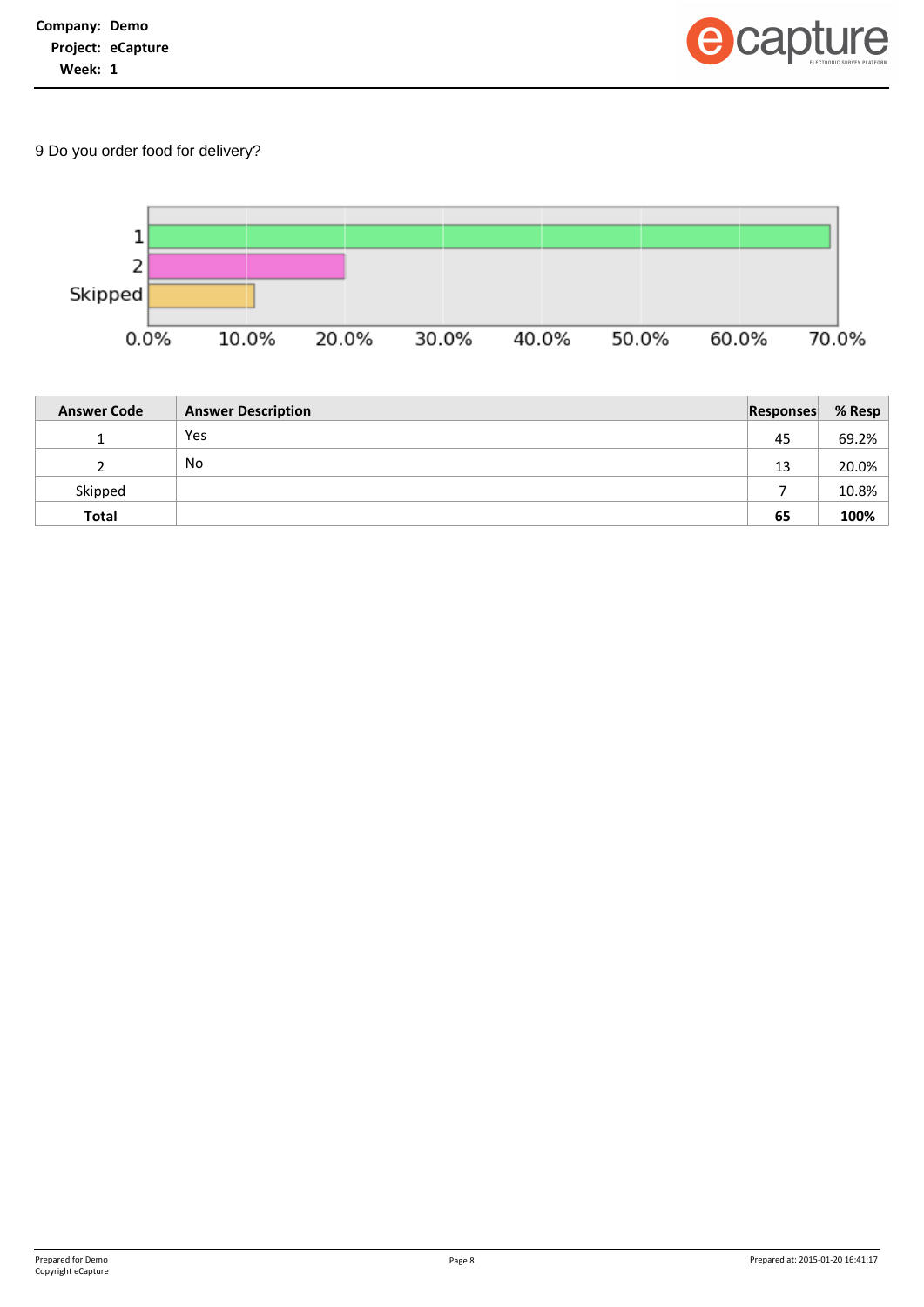**Company:** Demo
**Project:** eCapture
**Week:** 1

9 Do you order food for delivery?

1
2
Skipped

0.0% 10.0% 20.0% 30.0% 40.0% 50.0% 60.0% 70.0%

| Answer Code | Answer Description | Responses | % Resp |
|---|---|---|---|
| 1 | Yes | 45 | 69.2% |
| 2 | No | 13 | 20.0% |
| Skipped | | 7 | 10.8% |
| **Total** | | **65** | **100%** |